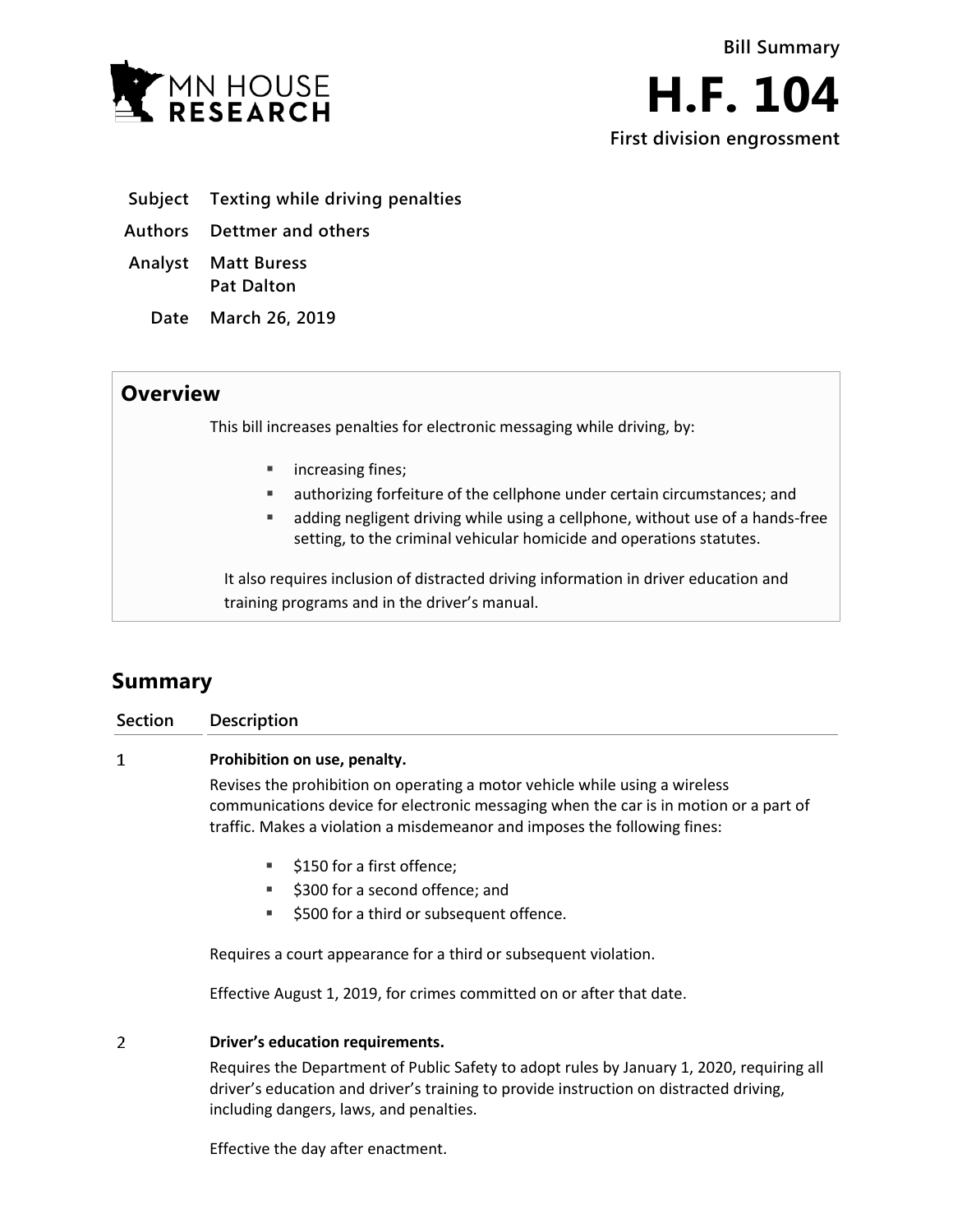Bill Summary

# H.F. 104

**First division engrossment**

**Subject** Texting while driving penalties

**Authors** Dettmer and others

**Analyst** Matt Buress
Pat Dalton

**Date** March 26, 2019

## Overview

This bill increases penalties for electronic messaging while driving, by:

- increasing fines;
- authorizing forfeiture of the cellphone under certain circumstances; and
- adding negligent driving while using a cellphone, without use of a hands-free setting, to the criminal vehicular homicide and operations statutes.

It also requires inclusion of distracted driving information in driver education and training programs and in the driver's manual.

## Summary

| Section | Description |
|---|---|

**1** **Prohibition on use, penalty.**

Revises the prohibition on operating a motor vehicle while using a wireless communications device for electronic messaging when the car is in motion or a part of traffic. Makes a violation a misdemeanor and imposes the following fines:

- $150 for a first offence;
- $300 for a second offence; and
- $500 for a third or subsequent offence.

Requires a court appearance for a third or subsequent violation.

Effective August 1, 2019, for crimes committed on or after that date.

**2** **Driver's education requirements.**

Requires the Department of Public Safety to adopt rules by January 1, 2020, requiring all driver's education and driver's training to provide instruction on distracted driving, including dangers, laws, and penalties.

Effective the day after enactment.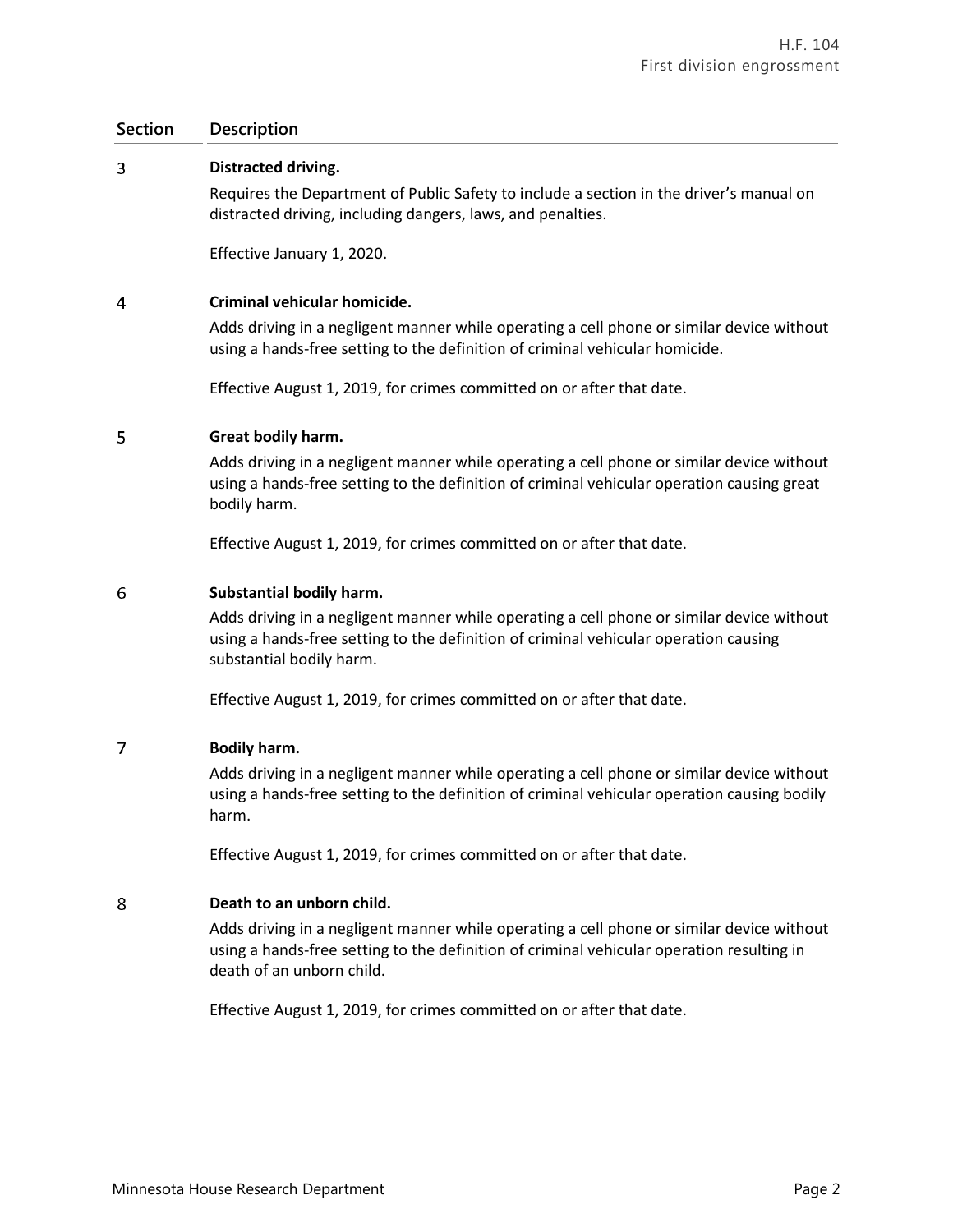| Section | Description |
|---|---|
| 3 | **Distracted driving.**<br>Requires the Department of Public Safety to include a section in the driver's manual on distracted driving, including dangers, laws, and penalties.<br><br>Effective January 1, 2020. |
| 4 | **Criminal vehicular homicide.**<br>Adds driving in a negligent manner while operating a cell phone or similar device without using a hands-free setting to the definition of criminal vehicular homicide.<br><br>Effective August 1, 2019, for crimes committed on or after that date. |
| 5 | **Great bodily harm.**<br>Adds driving in a negligent manner while operating a cell phone or similar device without using a hands-free setting to the definition of criminal vehicular operation causing great bodily harm.<br><br>Effective August 1, 2019, for crimes committed on or after that date. |
| 6 | **Substantial bodily harm.**<br>Adds driving in a negligent manner while operating a cell phone or similar device without using a hands-free setting to the definition of criminal vehicular operation causing substantial bodily harm.<br><br>Effective August 1, 2019, for crimes committed on or after that date. |
| 7 | **Bodily harm.**<br>Adds driving in a negligent manner while operating a cell phone or similar device without using a hands-free setting to the definition of criminal vehicular operation causing bodily harm.<br><br>Effective August 1, 2019, for crimes committed on or after that date. |
| 8 | **Death to an unborn child.**<br>Adds driving in a negligent manner while operating a cell phone or similar device without using a hands-free setting to the definition of criminal vehicular operation resulting in death of an unborn child.<br><br>Effective August 1, 2019, for crimes committed on or after that date. |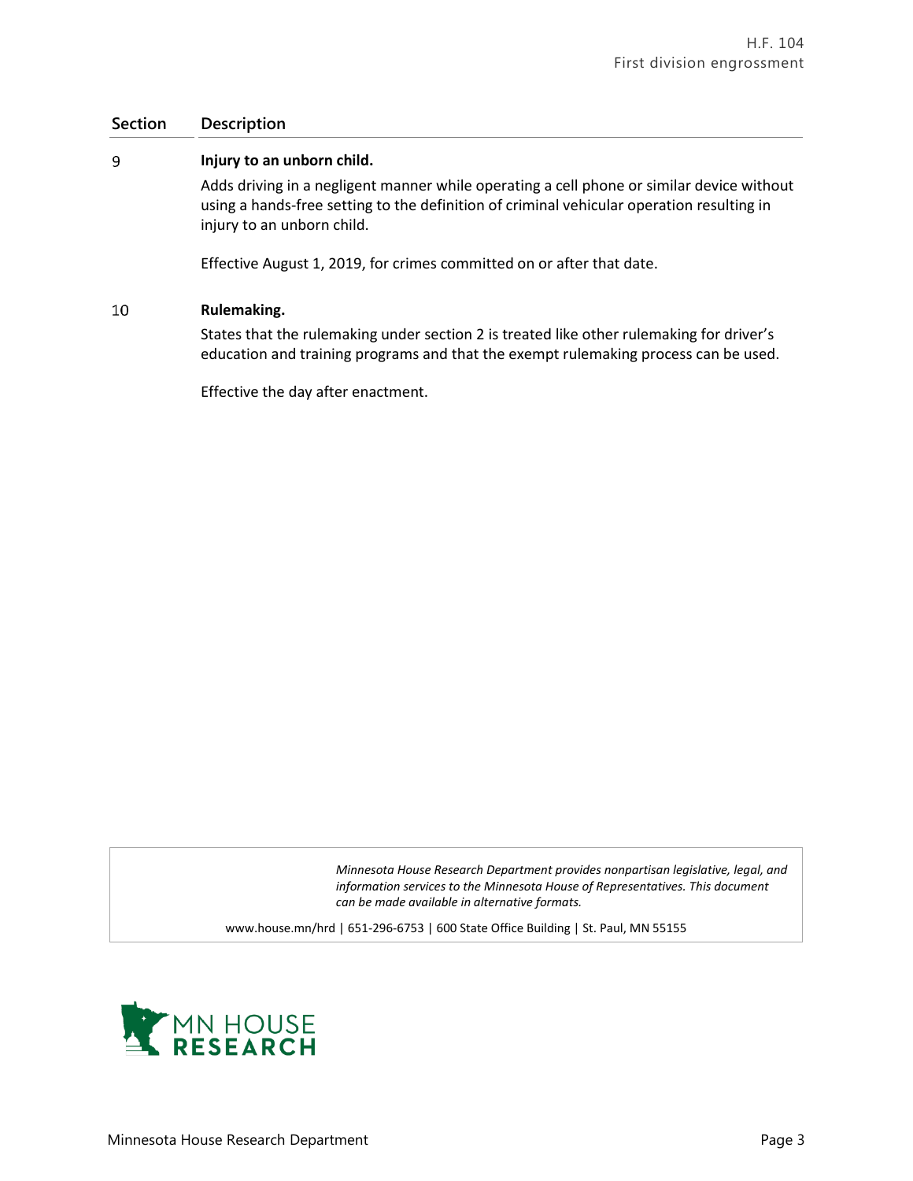| Section | Description |
| --- | --- |
| 9 | **Injury to an unborn child.**<br><br>Adds driving in a negligent manner while operating a cell phone or similar device without using a hands-free setting to the definition of criminal vehicular operation resulting in injury to an unborn child.<br><br>Effective August 1, 2019, for crimes committed on or after that date. |
| 10 | **Rulemaking.**<br><br>States that the rulemaking under section 2 is treated like other rulemaking for driver's education and training programs and that the exempt rulemaking process can be used.<br><br>Effective the day after enactment. |

*Minnesota House Research Department provides nonpartisan legislative, legal, and information services to the Minnesota House of Representatives. This document can be made available in alternative formats.*

www.house.mn/hrd | 651-296-6753 | 600 State Office Building | St. Paul, MN 55155

MN HOUSE RESEARCH